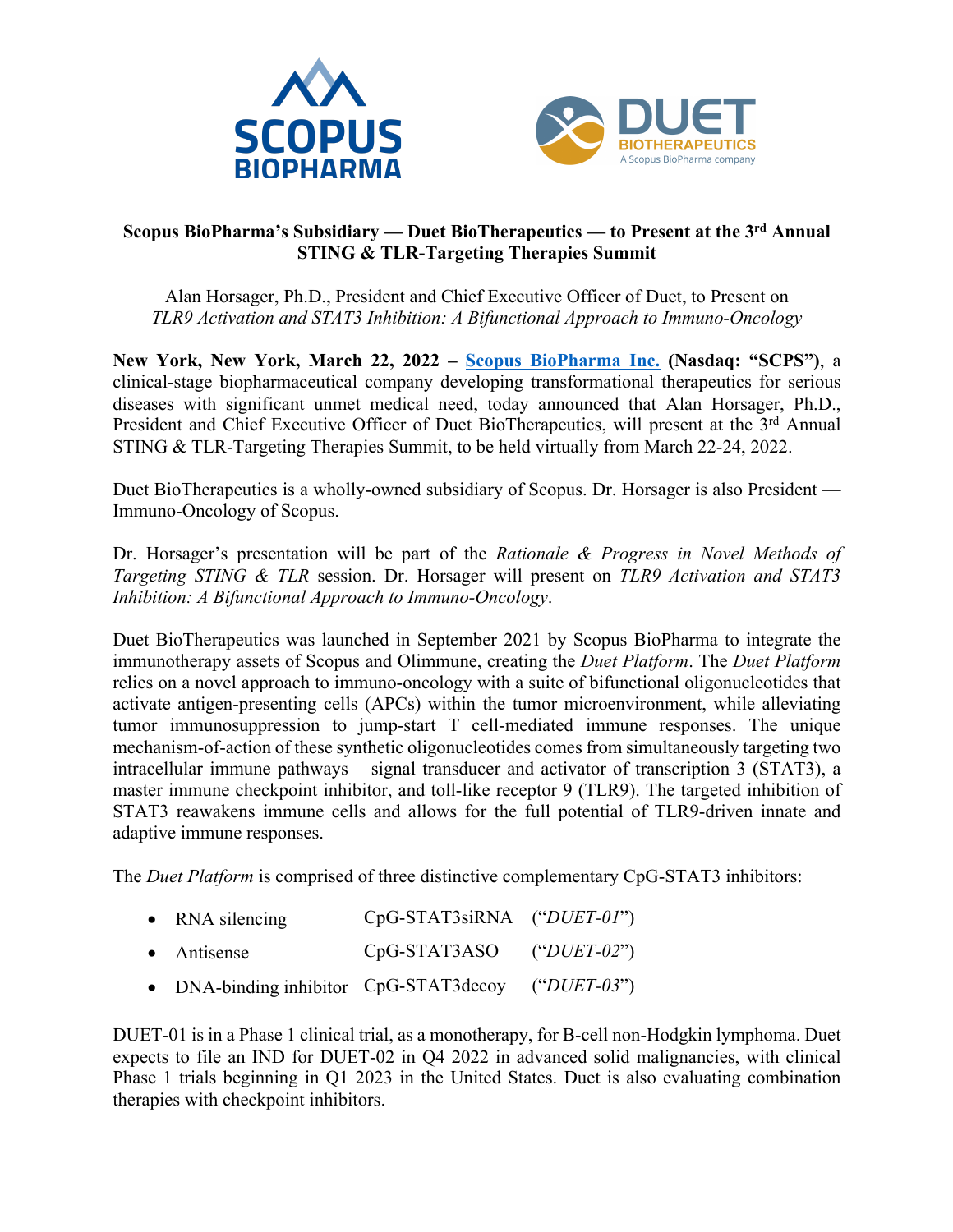# Scopus BioPharma's Subsidiary — Duet BioTherapeutics — to Present at the 3rd Annual STING & TLR-Targeting Therapies Summit

Alan Horsager, Ph.D., President and Chief Executive Officer of Duet, to Present on *TLR9 Activation and STAT3 Inhibition: A Bifunctional Approach to Immuno-Oncology*

**New York, New York, March 22, 2022 – Scopus BioPharma Inc. (Nasdaq: "SCPS")**, a clinical-stage biopharmaceutical company developing transformational therapeutics for serious diseases with significant unmet medical need, today announced that Alan Horsager, Ph.D., President and Chief Executive Officer of Duet BioTherapeutics, will present at the 3rd Annual STING & TLR-Targeting Therapies Summit, to be held virtually from March 22-24, 2022.

Duet BioTherapeutics is a wholly-owned subsidiary of Scopus. Dr. Horsager is also President — Immuno-Oncology of Scopus.

Dr. Horsager's presentation will be part of the *Rationale & Progress in Novel Methods of Targeting STING & TLR* session. Dr. Horsager will present on *TLR9 Activation and STAT3 Inhibition: A Bifunctional Approach to Immuno-Oncology*.

Duet BioTherapeutics was launched in September 2021 by Scopus BioPharma to integrate the immunotherapy assets of Scopus and Olimmune, creating the *Duet Platform*. The *Duet Platform* relies on a novel approach to immuno-oncology with a suite of bifunctional oligonucleotides that activate antigen-presenting cells (APCs) within the tumor microenvironment, while alleviating tumor immunosuppression to jump-start T cell-mediated immune responses. The unique mechanism-of-action of these synthetic oligonucleotides comes from simultaneously targeting two intracellular immune pathways – signal transducer and activator of transcription 3 (STAT3), a master immune checkpoint inhibitor, and toll-like receptor 9 (TLR9). The targeted inhibition of STAT3 reawakens immune cells and allows for the full potential of TLR9-driven innate and adaptive immune responses.

The *Duet Platform* is comprised of three distinctive complementary CpG-STAT3 inhibitors:

- RNA silencing CpG-STAT3siRNA ("*DUET-01*")
- Antisense CpG-STAT3ASO ("*DUET-02*")
- DNA-binding inhibitor CpG-STAT3decoy ("*DUET-03*")

DUET-01 is in a Phase 1 clinical trial, as a monotherapy, for B-cell non-Hodgkin lymphoma. Duet expects to file an IND for DUET-02 in Q4 2022 in advanced solid malignancies, with clinical Phase 1 trials beginning in Q1 2023 in the United States. Duet is also evaluating combination therapies with checkpoint inhibitors.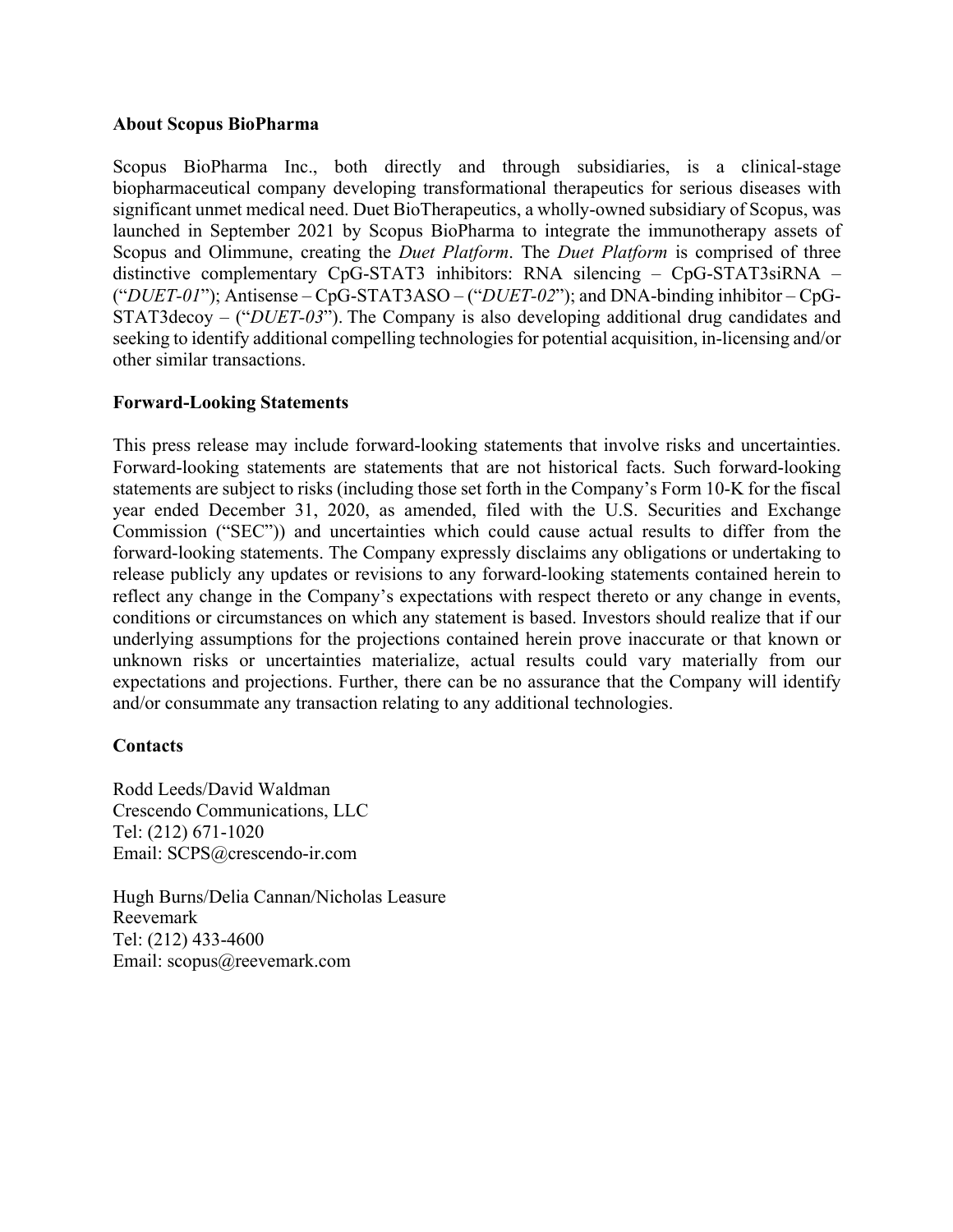**About Scopus BioPharma**

Scopus BioPharma Inc., both directly and through subsidiaries, is a clinical-stage biopharmaceutical company developing transformational therapeutics for serious diseases with significant unmet medical need. Duet BioTherapeutics, a wholly-owned subsidiary of Scopus, was launched in September 2021 by Scopus BioPharma to integrate the immunotherapy assets of Scopus and Olimmune, creating the *Duet Platform*. The *Duet Platform* is comprised of three distinctive complementary CpG-STAT3 inhibitors: RNA silencing – CpG-STAT3siRNA – ("*DUET-01*"); Antisense – CpG-STAT3ASO – ("*DUET-02*"); and DNA-binding inhibitor – CpG-STAT3decoy – ("*DUET-03*"). The Company is also developing additional drug candidates and seeking to identify additional compelling technologies for potential acquisition, in-licensing and/or other similar transactions.

**Forward-Looking Statements**

This press release may include forward-looking statements that involve risks and uncertainties. Forward-looking statements are statements that are not historical facts. Such forward-looking statements are subject to risks (including those set forth in the Company's Form 10-K for the fiscal year ended December 31, 2020, as amended, filed with the U.S. Securities and Exchange Commission ("SEC")) and uncertainties which could cause actual results to differ from the forward-looking statements. The Company expressly disclaims any obligations or undertaking to release publicly any updates or revisions to any forward-looking statements contained herein to reflect any change in the Company's expectations with respect thereto or any change in events, conditions or circumstances on which any statement is based. Investors should realize that if our underlying assumptions for the projections contained herein prove inaccurate or that known or unknown risks or uncertainties materialize, actual results could vary materially from our expectations and projections. Further, there can be no assurance that the Company will identify and/or consummate any transaction relating to any additional technologies.

**Contacts**

Rodd Leeds/David Waldman
Crescendo Communications, LLC
Tel: (212) 671-1020
Email: SCPS@crescendo-ir.com

Hugh Burns/Delia Cannan/Nicholas Leasure
Reevemark
Tel: (212) 433-4600
Email: scopus@reevemark.com